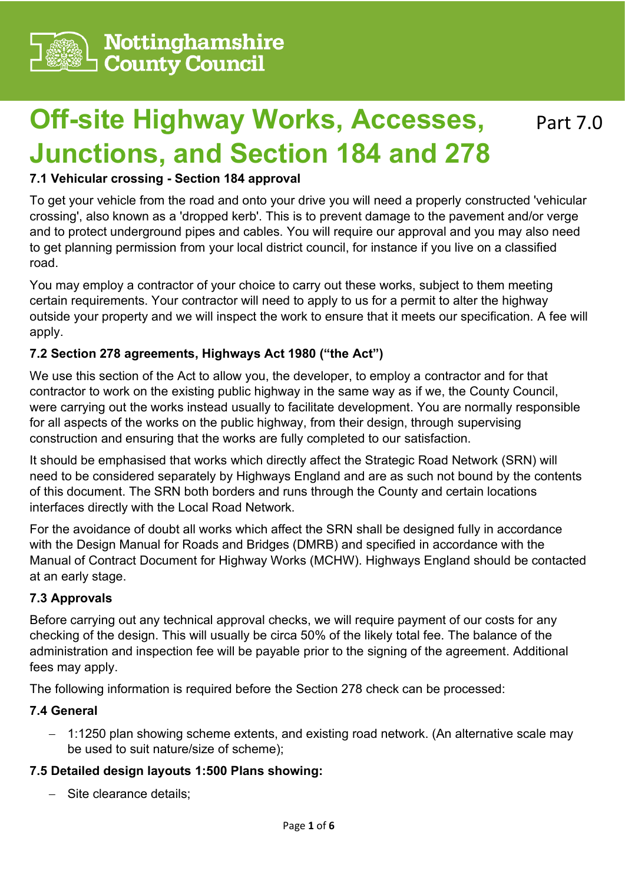Nottinghamshire County Council

# Off-site Highway Works, Accesses, Junctions, and Section 184 and 278

Part 7.0

### 7.1 Vehicular crossing - Section 184 approval

To get your vehicle from the road and onto your drive you will need a properly constructed 'vehicular crossing', also known as a 'dropped kerb'. This is to prevent damage to the pavement and/or verge and to protect underground pipes and cables. You will require our approval and you may also need to get planning permission from your local district council, for instance if you live on a classified road.

You may employ a contractor of your choice to carry out these works, subject to them meeting certain requirements. Your contractor will need to apply to us for a permit to alter the highway outside your property and we will inspect the work to ensure that it meets our specification. A fee will apply.

### 7.2 Section 278 agreements, Highways Act 1980 ("the Act")

We use this section of the Act to allow you, the developer, to employ a contractor and for that contractor to work on the existing public highway in the same way as if we, the County Council, were carrying out the works instead usually to facilitate development. You are normally responsible for all aspects of the works on the public highway, from their design, through supervising construction and ensuring that the works are fully completed to our satisfaction.

It should be emphasised that works which directly affect the Strategic Road Network (SRN) will need to be considered separately by Highways England and are as such not bound by the contents of this document. The SRN both borders and runs through the County and certain locations interfaces directly with the Local Road Network.

For the avoidance of doubt all works which affect the SRN shall be designed fully in accordance with the Design Manual for Roads and Bridges (DMRB) and specified in accordance with the Manual of Contract Document for Highway Works (MCHW). Highways England should be contacted at an early stage.

### 7.3 Approvals

Before carrying out any technical approval checks, we will require payment of our costs for any checking of the design. This will usually be circa 50% of the likely total fee. The balance of the administration and inspection fee will be payable prior to the signing of the agreement. Additional fees may apply.

The following information is required before the Section 278 check can be processed:

### 7.4 General

- 1:1250 plan showing scheme extents, and existing road network. (An alternative scale may be used to suit nature/size of scheme);

### 7.5 Detailed design layouts 1:500 Plans showing:

- Site clearance details;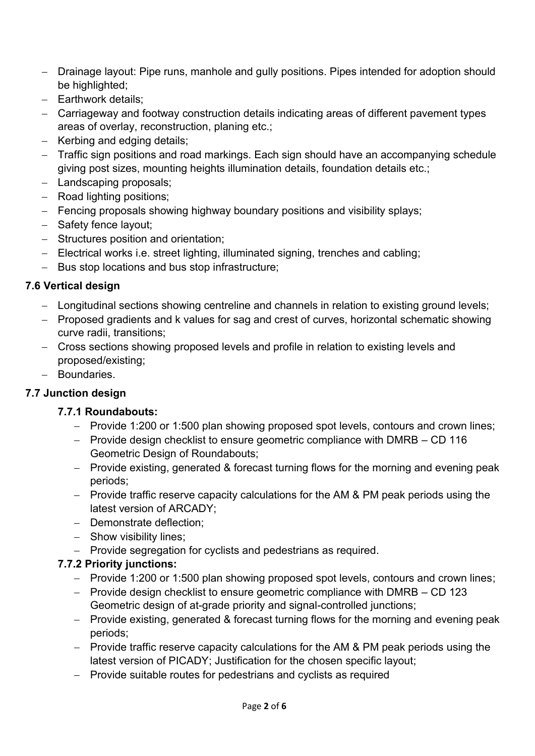- Drainage layout: Pipe runs, manhole and gully positions. Pipes intended for adoption should be highlighted;
- Earthwork details;
- Carriageway and footway construction details indicating areas of different pavement types areas of overlay, reconstruction, planing etc.;
- Kerbing and edging details;
- Traffic sign positions and road markings. Each sign should have an accompanying schedule giving post sizes, mounting heights illumination details, foundation details etc.;
- Landscaping proposals;
- Road lighting positions;
- Fencing proposals showing highway boundary positions and visibility splays;
- Safety fence layout;
- Structures position and orientation;
- Electrical works i.e. street lighting, illuminated signing, trenches and cabling;
- Bus stop locations and bus stop infrastructure;

### 7.6 Vertical design

- Longitudinal sections showing centreline and channels in relation to existing ground levels;
- Proposed gradients and k values for sag and crest of curves, horizontal schematic showing curve radii, transitions;
- Cross sections showing proposed levels and profile in relation to existing levels and proposed/existing;
- Boundaries.

### 7.7 Junction design

#### 7.7.1 Roundabouts:

- Provide 1:200 or 1:500 plan showing proposed spot levels, contours and crown lines;
- Provide design checklist to ensure geometric compliance with DMRB – CD 116 Geometric Design of Roundabouts;
- Provide existing, generated & forecast turning flows for the morning and evening peak periods;
- Provide traffic reserve capacity calculations for the AM & PM peak periods using the latest version of ARCADY;
- Demonstrate deflection;
- Show visibility lines;
- Provide segregation for cyclists and pedestrians as required.

#### 7.7.2 Priority junctions:

- Provide 1:200 or 1:500 plan showing proposed spot levels, contours and crown lines;
- Provide design checklist to ensure geometric compliance with DMRB – CD 123 Geometric design of at-grade priority and signal-controlled junctions;
- Provide existing, generated & forecast turning flows for the morning and evening peak periods;
- Provide traffic reserve capacity calculations for the AM & PM peak periods using the latest version of PICADY; Justification for the chosen specific layout;
- Provide suitable routes for pedestrians and cyclists as required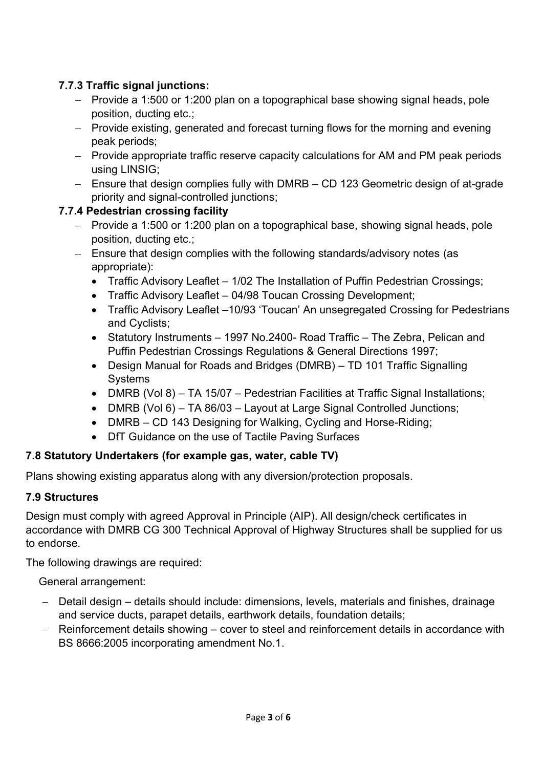#### 7.7.3 Traffic signal junctions:

- Provide a 1:500 or 1:200 plan on a topographical base showing signal heads, pole position, ducting etc.;
- Provide existing, generated and forecast turning flows for the morning and evening peak periods;
- Provide appropriate traffic reserve capacity calculations for AM and PM peak periods using LINSIG;
- Ensure that design complies fully with DMRB – CD 123 Geometric design of at-grade priority and signal-controlled junctions;

#### 7.7.4 Pedestrian crossing facility

- Provide a 1:500 or 1:200 plan on a topographical base, showing signal heads, pole position, ducting etc.;
- Ensure that design complies with the following standards/advisory notes (as appropriate):
  - Traffic Advisory Leaflet – 1/02 The Installation of Puffin Pedestrian Crossings;
  - Traffic Advisory Leaflet – 04/98 Toucan Crossing Development;
  - Traffic Advisory Leaflet –10/93 'Toucan' An unsegregated Crossing for Pedestrians and Cyclists;
  - Statutory Instruments – 1997 No.2400- Road Traffic – The Zebra, Pelican and Puffin Pedestrian Crossings Regulations & General Directions 1997;
  - Design Manual for Roads and Bridges (DMRB) – TD 101 Traffic Signalling Systems
  - DMRB (Vol 8) – TA 15/07 – Pedestrian Facilities at Traffic Signal Installations;
  - DMRB (Vol 6) – TA 86/03 – Layout at Large Signal Controlled Junctions;
  - DMRB – CD 143 Designing for Walking, Cycling and Horse-Riding;
  - DfT Guidance on the use of Tactile Paving Surfaces

### 7.8 Statutory Undertakers (for example gas, water, cable TV)

Plans showing existing apparatus along with any diversion/protection proposals.

### 7.9 Structures

Design must comply with agreed Approval in Principle (AIP). All design/check certificates in accordance with DMRB CG 300 Technical Approval of Highway Structures shall be supplied for us to endorse.

The following drawings are required:

General arrangement:

- Detail design – details should include: dimensions, levels, materials and finishes, drainage and service ducts, parapet details, earthwork details, foundation details;
- Reinforcement details showing – cover to steel and reinforcement details in accordance with BS 8666:2005 incorporating amendment No.1.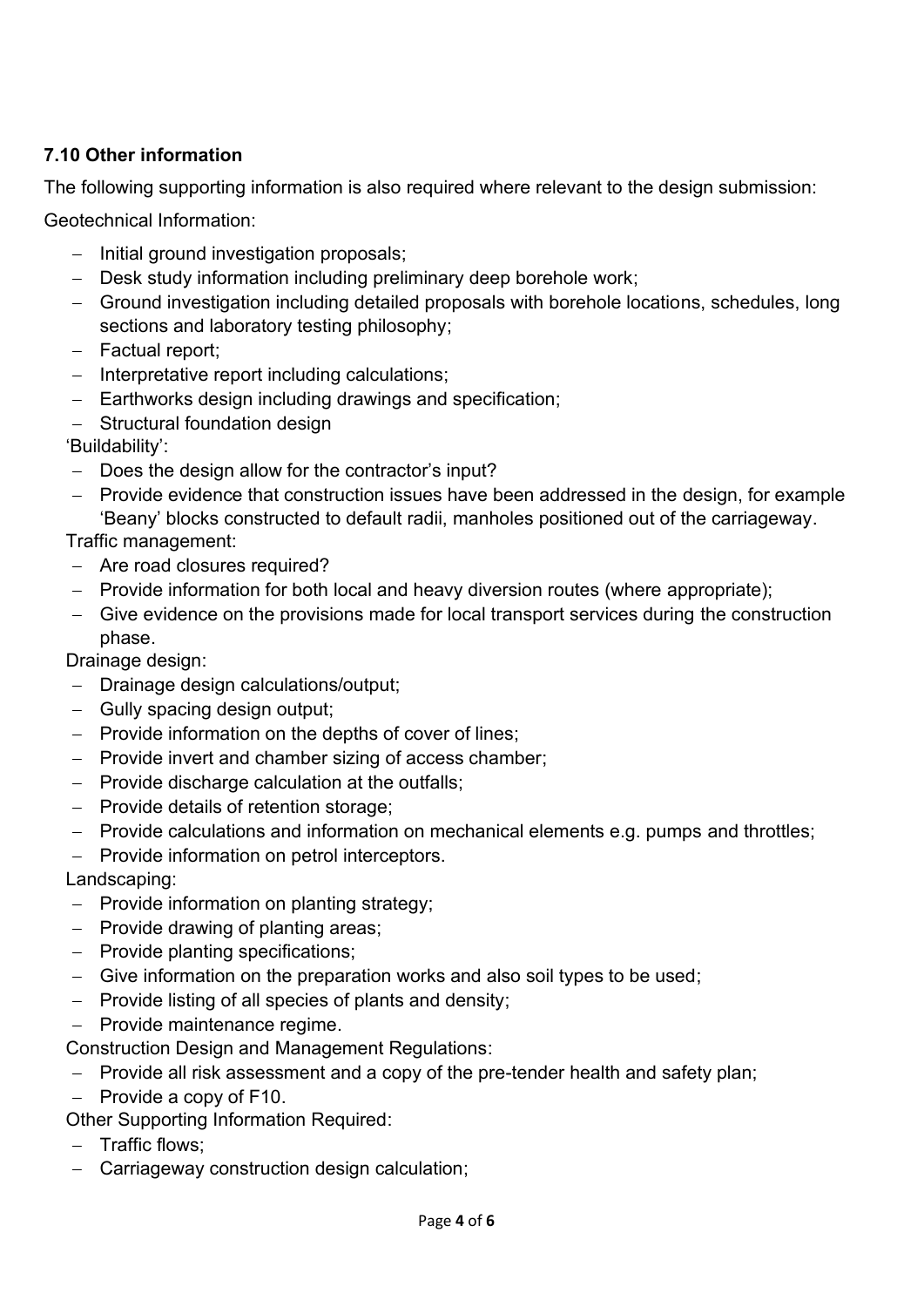### 7.10 Other information

The following supporting information is also required where relevant to the design submission:

Geotechnical Information:

- Initial ground investigation proposals;
- Desk study information including preliminary deep borehole work;
- Ground investigation including detailed proposals with borehole locations, schedules, long sections and laboratory testing philosophy;
- Factual report;
- Interpretative report including calculations;
- Earthworks design including drawings and specification;
- Structural foundation design

'Buildability':

- Does the design allow for the contractor's input?
- Provide evidence that construction issues have been addressed in the design, for example 'Beany' blocks constructed to default radii, manholes positioned out of the carriageway.

Traffic management:

- Are road closures required?
- Provide information for both local and heavy diversion routes (where appropriate);
- Give evidence on the provisions made for local transport services during the construction phase.

Drainage design:

- Drainage design calculations/output;
- Gully spacing design output;
- Provide information on the depths of cover of lines;
- Provide invert and chamber sizing of access chamber;
- Provide discharge calculation at the outfalls;
- Provide details of retention storage;
- Provide calculations and information on mechanical elements e.g. pumps and throttles;
- Provide information on petrol interceptors.

Landscaping:

- Provide information on planting strategy;
- Provide drawing of planting areas;
- Provide planting specifications;
- Give information on the preparation works and also soil types to be used;
- Provide listing of all species of plants and density;
- Provide maintenance regime.

Construction Design and Management Regulations:

- Provide all risk assessment and a copy of the pre-tender health and safety plan;
- Provide a copy of F10.

Other Supporting Information Required:

- Traffic flows;
- Carriageway construction design calculation;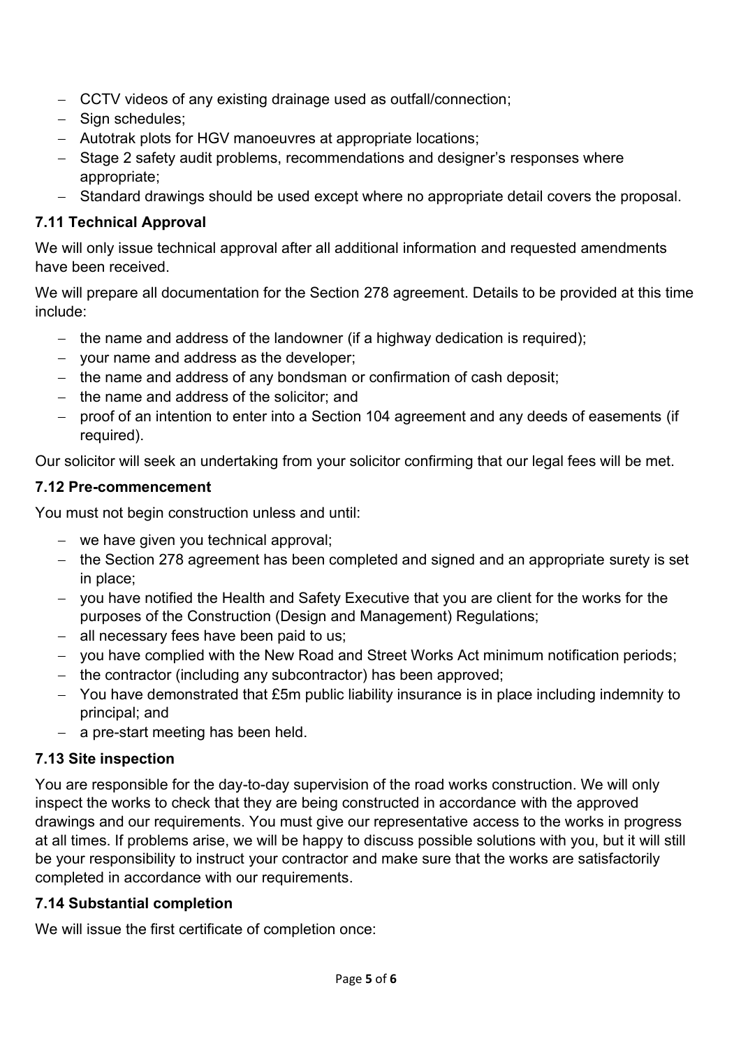- CCTV videos of any existing drainage used as outfall/connection;
- Sign schedules;
- Autotrak plots for HGV manoeuvres at appropriate locations;
- Stage 2 safety audit problems, recommendations and designer's responses where appropriate;
- Standard drawings should be used except where no appropriate detail covers the proposal.

### 7.11 Technical Approval

We will only issue technical approval after all additional information and requested amendments have been received.

We will prepare all documentation for the Section 278 agreement. Details to be provided at this time include:

- the name and address of the landowner (if a highway dedication is required);
- your name and address as the developer;
- the name and address of any bondsman or confirmation of cash deposit;
- the name and address of the solicitor; and
- proof of an intention to enter into a Section 104 agreement and any deeds of easements (if required).

Our solicitor will seek an undertaking from your solicitor confirming that our legal fees will be met.

### 7.12 Pre-commencement

You must not begin construction unless and until:

- we have given you technical approval;
- the Section 278 agreement has been completed and signed and an appropriate surety is set in place;
- you have notified the Health and Safety Executive that you are client for the works for the purposes of the Construction (Design and Management) Regulations;
- all necessary fees have been paid to us;
- you have complied with the New Road and Street Works Act minimum notification periods;
- the contractor (including any subcontractor) has been approved;
- You have demonstrated that £5m public liability insurance is in place including indemnity to principal; and
- a pre-start meeting has been held.

### 7.13 Site inspection

You are responsible for the day-to-day supervision of the road works construction. We will only inspect the works to check that they are being constructed in accordance with the approved drawings and our requirements. You must give our representative access to the works in progress at all times. If problems arise, we will be happy to discuss possible solutions with you, but it will still be your responsibility to instruct your contractor and make sure that the works are satisfactorily completed in accordance with our requirements.

### 7.14 Substantial completion

We will issue the first certificate of completion once: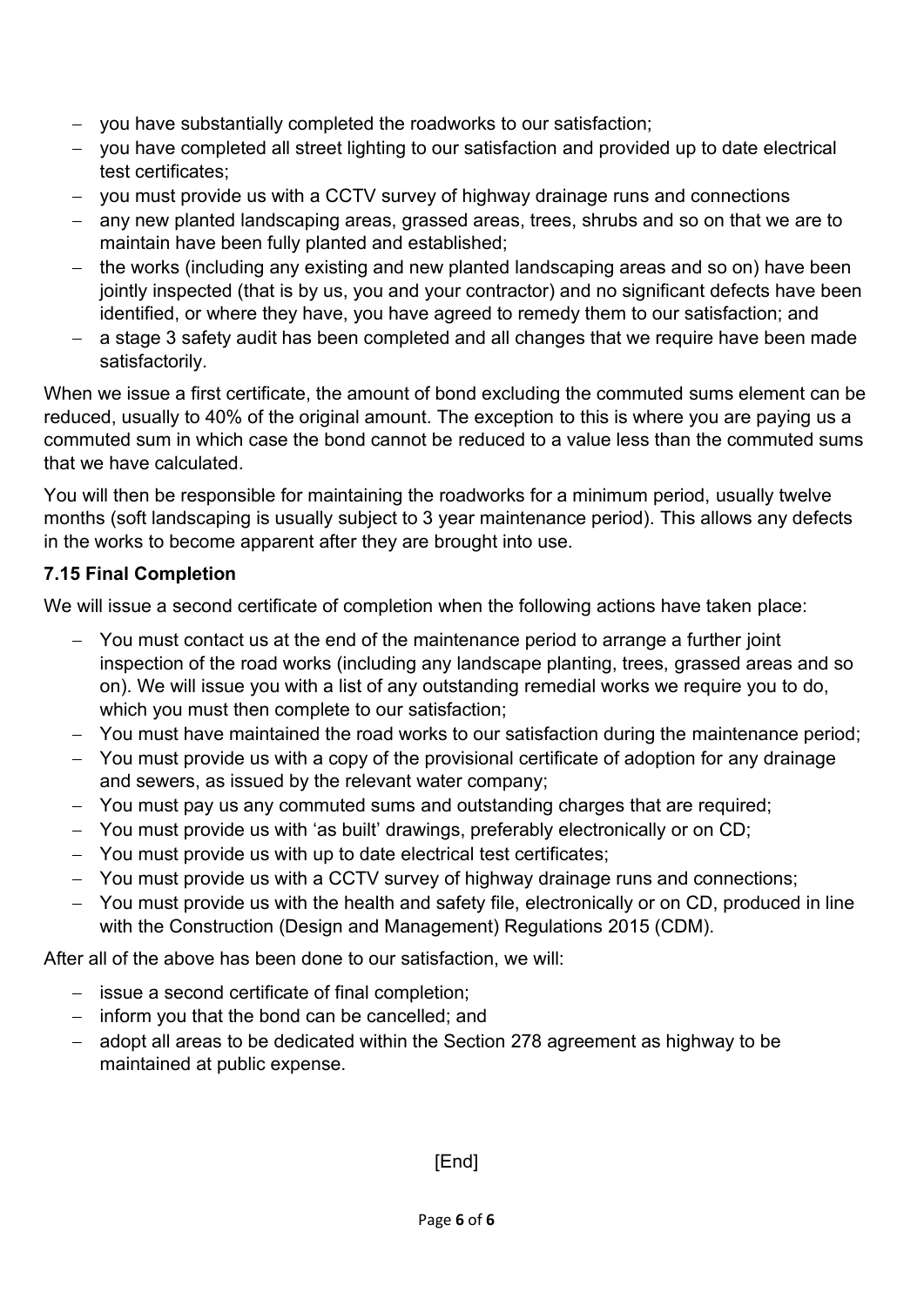- you have substantially completed the roadworks to our satisfaction;
- you have completed all street lighting to our satisfaction and provided up to date electrical test certificates;
- you must provide us with a CCTV survey of highway drainage runs and connections
- any new planted landscaping areas, grassed areas, trees, shrubs and so on that we are to maintain have been fully planted and established;
- the works (including any existing and new planted landscaping areas and so on) have been jointly inspected (that is by us, you and your contractor) and no significant defects have been identified, or where they have, you have agreed to remedy them to our satisfaction; and
- a stage 3 safety audit has been completed and all changes that we require have been made satisfactorily.

When we issue a first certificate, the amount of bond excluding the commuted sums element can be reduced, usually to 40% of the original amount. The exception to this is where you are paying us a commuted sum in which case the bond cannot be reduced to a value less than the commuted sums that we have calculated.

You will then be responsible for maintaining the roadworks for a minimum period, usually twelve months (soft landscaping is usually subject to 3 year maintenance period). This allows any defects in the works to become apparent after they are brought into use.

### 7.15 Final Completion

We will issue a second certificate of completion when the following actions have taken place:

- You must contact us at the end of the maintenance period to arrange a further joint inspection of the road works (including any landscape planting, trees, grassed areas and so on). We will issue you with a list of any outstanding remedial works we require you to do, which you must then complete to our satisfaction;
- You must have maintained the road works to our satisfaction during the maintenance period;
- You must provide us with a copy of the provisional certificate of adoption for any drainage and sewers, as issued by the relevant water company;
- You must pay us any commuted sums and outstanding charges that are required;
- You must provide us with 'as built' drawings, preferably electronically or on CD;
- You must provide us with up to date electrical test certificates;
- You must provide us with a CCTV survey of highway drainage runs and connections;
- You must provide us with the health and safety file, electronically or on CD, produced in line with the Construction (Design and Management) Regulations 2015 (CDM).

After all of the above has been done to our satisfaction, we will:

- issue a second certificate of final completion;
- inform you that the bond can be cancelled; and
- adopt all areas to be dedicated within the Section 278 agreement as highway to be maintained at public expense.

[End]